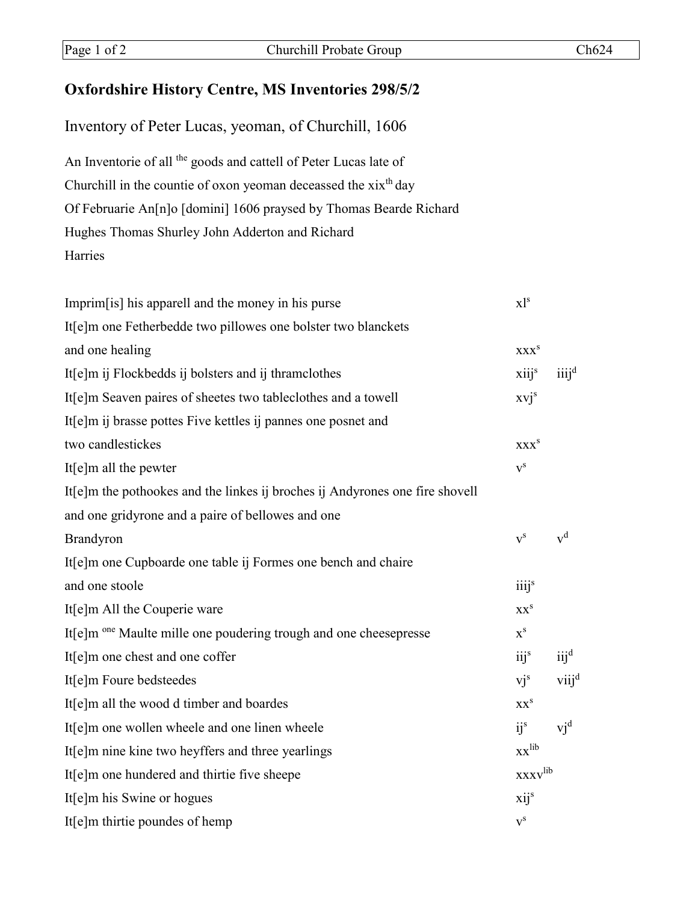# Oxfordshire History Centre, MS Inventories 298/5/2

## Inventory of Peter Lucas, yeoman, of Churchill, 1606

An Inventorie of all [the] goods and cattell of Peter Lucas late of
Churchill in the countie of oxon yeoman deceassed the xix[th] day
Of Februarie An[n]o [domini] 1606 praysed by Thomas Bearde Richard
Hughes Thomas Shurley John Adderton and Richard
Harries

| | | |
|---|---|---|
| Imprim[is] his apparell and the money in his purse | xl[s] | |
| It[e]m one Fetherbedde two pillowes one bolster two blanckets and one healing | xxx[s] | |
| It[e]m ij Flockbedds ij bolsters and ij thramclothes | xiij[s] | iiij[d] |
| It[e]m Seaven paires of sheetes two tableclothes and a towell | xvj[s] | |
| It[e]m ij brasse pottes Five kettles ij pannes one posnet and two candlestickes | xxx[s] | |
| It[e]m all the pewter | v[s] | |
| It[e]m the pothookes and the linkes ij broches ij Andyrones one fire shovell and one gridyrone and a paire of bellowes and one Brandyron | v[s] | v[d] |
| It[e]m one Cupboarde one table ij Formes one bench and chaire and one stoole | iiij[s] | |
| It[e]m All the Couperie ware | xx[s] | |
| It[e]m [one] Maulte mille one poudering trough and one cheesepresse | x[s] | |
| It[e]m one chest and one coffer | iij[s] | iij[d] |
| It[e]m Foure bedsteedes | vj[s] | viij[d] |
| It[e]m all the wood d timber and boardes | xx[s] | |
| It[e]m one wollen wheele and one linen wheele | ij[s] | vj[d] |
| It[e]m nine kine two heyffers and three yearlings | xx[lib] | |
| It[e]m one hundered and thirtie five sheepe | xxxv[lib] | |
| It[e]m his Swine or hogues | xij[s] | |
| It[e]m thirtie poundes of hemp | v[s] | |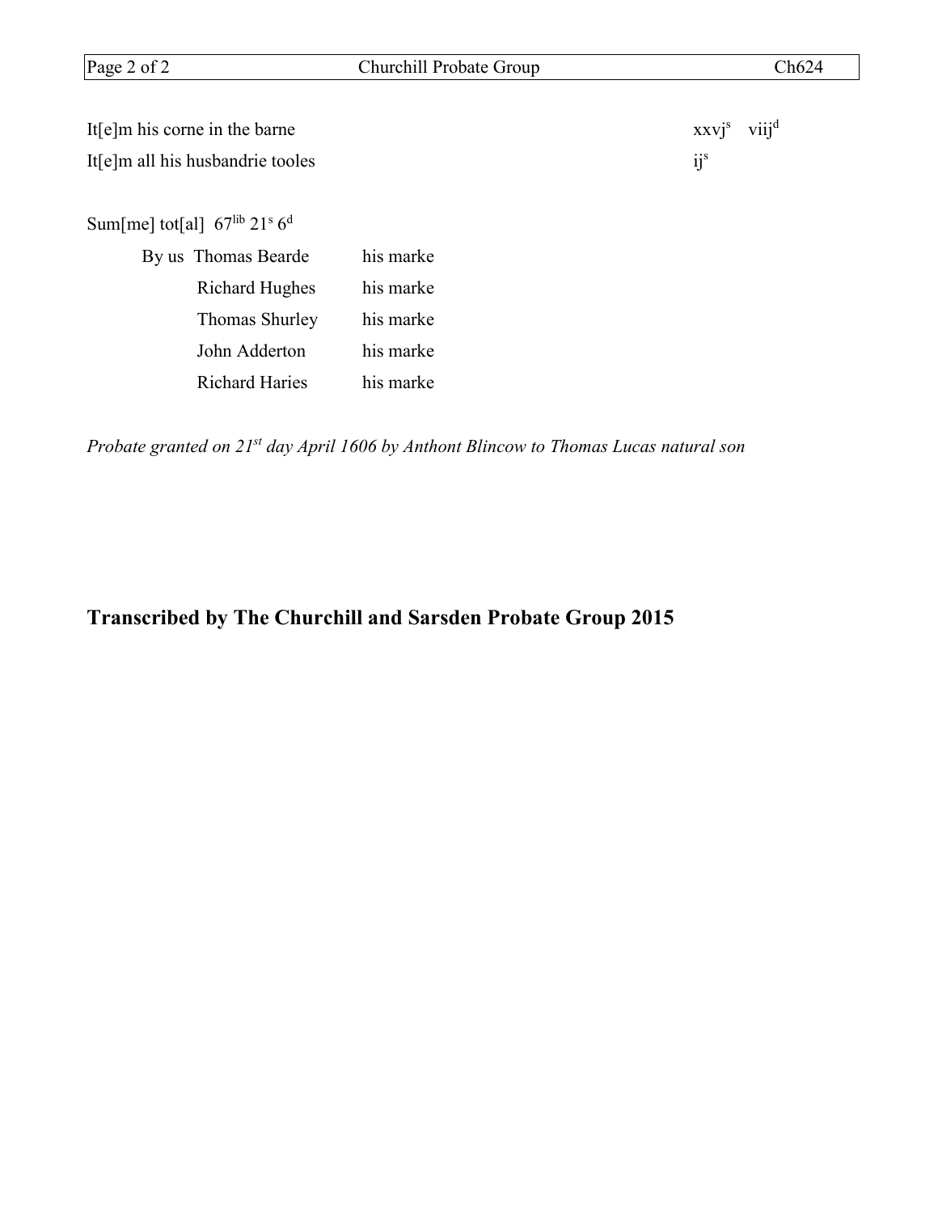| | |
|---|---|
| It[e]m his corne in the barne | xxvj$^{s}$ viij$^{d}$ |
| It[e]m all his husbandrie tooles | ij$^{s}$ |

Sum[me] tot[al] 67$^{lib}$ 21$^{s}$ 6$^{d}$

| | |
|---|---|
| By us Thomas Bearde | his marke |
| Richard Hughes | his marke |
| Thomas Shurley | his marke |
| John Adderton | his marke |
| Richard Haries | his marke |

*Probate granted on 21st day April 1606 by Anthont Blincow to Thomas Lucas natural son*

**Transcribed by The Churchill and Sarsden Probate Group 2015**